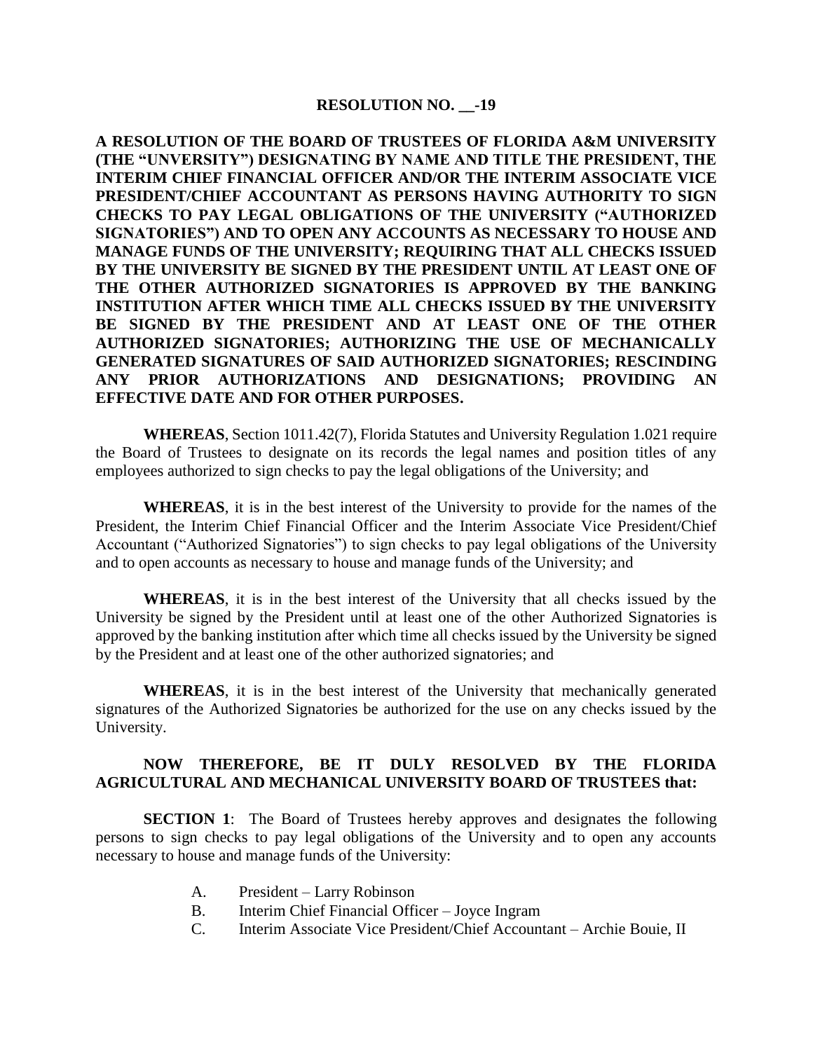# RESOLUTION NO. __-19

**A RESOLUTION OF THE BOARD OF TRUSTEES OF FLORIDA A&M UNIVERSITY (THE "UNVERSITY") DESIGNATING BY NAME AND TITLE THE PRESIDENT, THE INTERIM CHIEF FINANCIAL OFFICER AND/OR THE INTERIM ASSOCIATE VICE PRESIDENT/CHIEF ACCOUNTANT AS PERSONS HAVING AUTHORITY TO SIGN CHECKS TO PAY LEGAL OBLIGATIONS OF THE UNIVERSITY ("AUTHORIZED SIGNATORIES") AND TO OPEN ANY ACCOUNTS AS NECESSARY TO HOUSE AND MANAGE FUNDS OF THE UNIVERSITY; REQUIRING THAT ALL CHECKS ISSUED BY THE UNIVERSITY BE SIGNED BY THE PRESIDENT UNTIL AT LEAST ONE OF THE OTHER AUTHORIZED SIGNATORIES IS APPROVED BY THE BANKING INSTITUTION AFTER WHICH TIME ALL CHECKS ISSUED BY THE UNIVERSITY BE SIGNED BY THE PRESIDENT AND AT LEAST ONE OF THE OTHER AUTHORIZED SIGNATORIES; AUTHORIZING THE USE OF MECHANICALLY GENERATED SIGNATURES OF SAID AUTHORIZED SIGNATORIES; RESCINDING ANY PRIOR AUTHORIZATIONS AND DESIGNATIONS; PROVIDING AN EFFECTIVE DATE AND FOR OTHER PURPOSES.**

**WHEREAS**, Section 1011.42(7), Florida Statutes and University Regulation 1.021 require the Board of Trustees to designate on its records the legal names and position titles of any employees authorized to sign checks to pay the legal obligations of the University; and

**WHEREAS**, it is in the best interest of the University to provide for the names of the President, the Interim Chief Financial Officer and the Interim Associate Vice President/Chief Accountant ("Authorized Signatories") to sign checks to pay legal obligations of the University and to open accounts as necessary to house and manage funds of the University; and

**WHEREAS**, it is in the best interest of the University that all checks issued by the University be signed by the President until at least one of the other Authorized Signatories is approved by the banking institution after which time all checks issued by the University be signed by the President and at least one of the other authorized signatories; and

**WHEREAS**, it is in the best interest of the University that mechanically generated signatures of the Authorized Signatories be authorized for the use on any checks issued by the University.

**NOW THEREFORE, BE IT DULY RESOLVED BY THE FLORIDA AGRICULTURAL AND MECHANICAL UNIVERSITY BOARD OF TRUSTEES that:**

**SECTION 1**: The Board of Trustees hereby approves and designates the following persons to sign checks to pay legal obligations of the University and to open any accounts necessary to house and manage funds of the University:

A. President – Larry Robinson
B. Interim Chief Financial Officer – Joyce Ingram
C. Interim Associate Vice President/Chief Accountant – Archie Bouie, II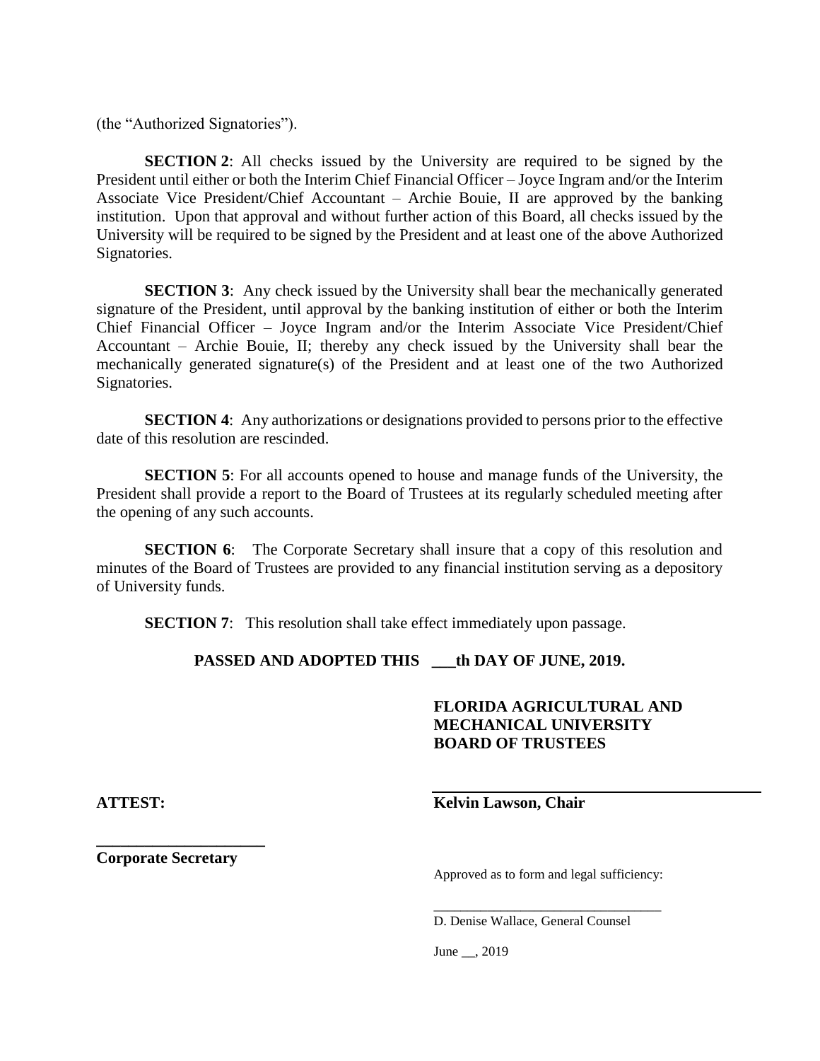(the "Authorized Signatories").

**SECTION 2**: All checks issued by the University are required to be signed by the President until either or both the Interim Chief Financial Officer – Joyce Ingram and/or the Interim Associate Vice President/Chief Accountant – Archie Bouie, II are approved by the banking institution. Upon that approval and without further action of this Board, all checks issued by the University will be required to be signed by the President and at least one of the above Authorized Signatories.

**SECTION 3**: Any check issued by the University shall bear the mechanically generated signature of the President, until approval by the banking institution of either or both the Interim Chief Financial Officer – Joyce Ingram and/or the Interim Associate Vice President/Chief Accountant – Archie Bouie, II; thereby any check issued by the University shall bear the mechanically generated signature(s) of the President and at least one of the two Authorized Signatories.

**SECTION 4**: Any authorizations or designations provided to persons prior to the effective date of this resolution are rescinded.

**SECTION 5**: For all accounts opened to house and manage funds of the University, the President shall provide a report to the Board of Trustees at its regularly scheduled meeting after the opening of any such accounts.

**SECTION 6**: The Corporate Secretary shall insure that a copy of this resolution and minutes of the Board of Trustees are provided to any financial institution serving as a depository of University funds.

**SECTION 7**: This resolution shall take effect immediately upon passage.

**PASSED AND ADOPTED THIS ___th DAY OF JUNE, 2019.**

**FLORIDA AGRICULTURAL AND MECHANICAL UNIVERSITY BOARD OF TRUSTEES**

**ATTEST:**

______________________________

**Kelvin Lawson, Chair**

______________________

**Corporate Secretary**

Approved as to form and legal sufficiency:

______________________________

D. Denise Wallace, General Counsel

June __, 2019